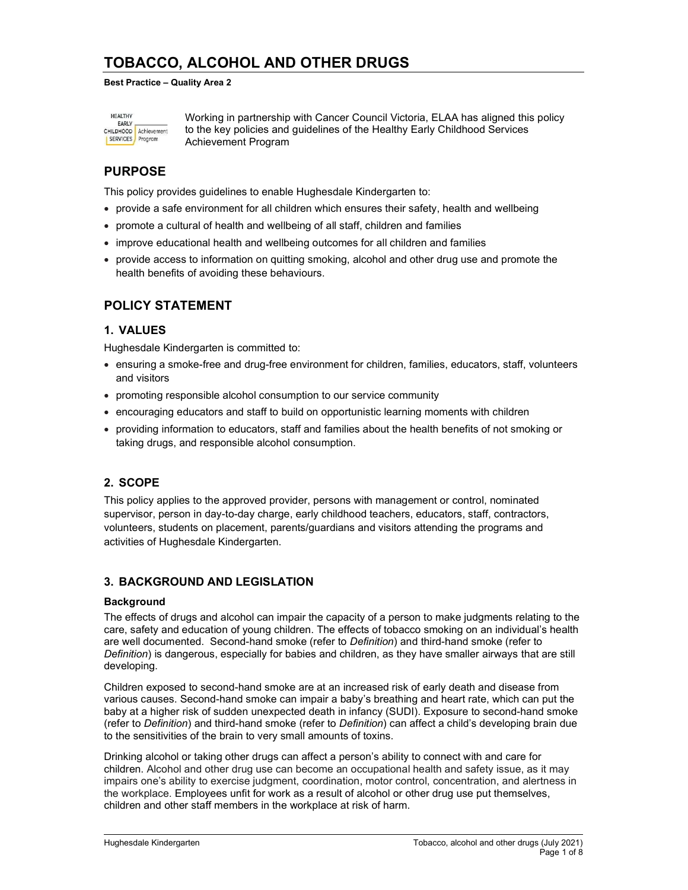# TOBACCO, ALCOHOL AND OTHER DRUGS

**Best Practice – Quality Area 2**

Working in partnership with Cancer Council Victoria, ELAA has aligned this policy to the key policies and guidelines of the Healthy Early Childhood Services Achievement Program

## PURPOSE

This policy provides guidelines to enable Hughesdale Kindergarten to:

- provide a safe environment for all children which ensures their safety, health and wellbeing
- promote a cultural of health and wellbeing of all staff, children and families
- improve educational health and wellbeing outcomes for all children and families
- provide access to information on quitting smoking, alcohol and other drug use and promote the health benefits of avoiding these behaviours.

## POLICY STATEMENT

### 1. VALUES

Hughesdale Kindergarten is committed to:

- ensuring a smoke-free and drug-free environment for children, families, educators, staff, volunteers and visitors
- promoting responsible alcohol consumption to our service community
- encouraging educators and staff to build on opportunistic learning moments with children
- providing information to educators, staff and families about the health benefits of not smoking or taking drugs, and responsible alcohol consumption.

### 2. SCOPE

This policy applies to the approved provider, persons with management or control, nominated supervisor, person in day-to-day charge, early childhood teachers, educators, staff, contractors, volunteers, students on placement, parents/guardians and visitors attending the programs and activities of Hughesdale Kindergarten.

### 3. BACKGROUND AND LEGISLATION

#### Background

The effects of drugs and alcohol can impair the capacity of a person to make judgments relating to the care, safety and education of young children. The effects of tobacco smoking on an individual's health are well documented. Second-hand smoke (refer to *Definition*) and third-hand smoke (refer to *Definition*) is dangerous, especially for babies and children, as they have smaller airways that are still developing.

Children exposed to second-hand smoke are at an increased risk of early death and disease from various causes. Second-hand smoke can impair a baby's breathing and heart rate, which can put the baby at a higher risk of sudden unexpected death in infancy (SUDI). Exposure to second-hand smoke (refer to *Definition*) and third-hand smoke (refer to *Definition*) can affect a child's developing brain due to the sensitivities of the brain to very small amounts of toxins.

Drinking alcohol or taking other drugs can affect a person's ability to connect with and care for children. Alcohol and other drug use can become an occupational health and safety issue, as it may impairs one's ability to exercise judgment, coordination, motor control, concentration, and alertness in the workplace. Employees unfit for work as a result of alcohol or other drug use put themselves, children and other staff members in the workplace at risk of harm.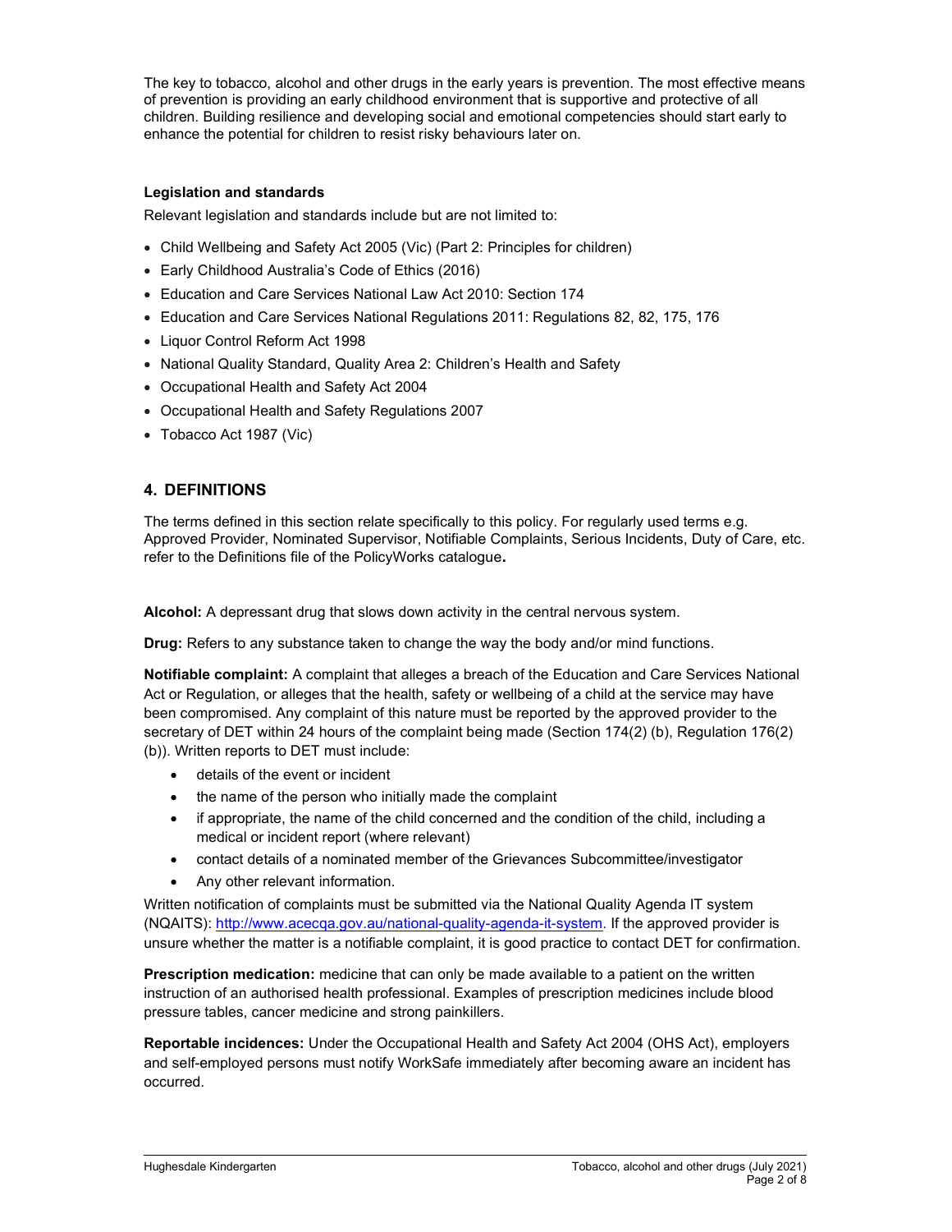The key to tobacco, alcohol and other drugs in the early years is prevention. The most effective means of prevention is providing an early childhood environment that is supportive and protective of all children. Building resilience and developing social and emotional competencies should start early to enhance the potential for children to resist risky behaviours later on.

**Legislation and standards**

Relevant legislation and standards include but are not limited to:

- Child Wellbeing and Safety Act 2005 (Vic) (Part 2: Principles for children)
- Early Childhood Australia's Code of Ethics (2016)
- Education and Care Services National Law Act 2010: Section 174
- Education and Care Services National Regulations 2011: Regulations 82, 82, 175, 176
- Liquor Control Reform Act 1998
- National Quality Standard, Quality Area 2: Children's Health and Safety
- Occupational Health and Safety Act 2004
- Occupational Health and Safety Regulations 2007
- Tobacco Act 1987 (Vic)

## 4. DEFINITIONS

The terms defined in this section relate specifically to this policy. For regularly used terms e.g. Approved Provider, Nominated Supervisor, Notifiable Complaints, Serious Incidents, Duty of Care, etc. refer to the Definitions file of the PolicyWorks catalogue**.**

**Alcohol:** A depressant drug that slows down activity in the central nervous system.

**Drug:** Refers to any substance taken to change the way the body and/or mind functions.

**Notifiable complaint:** A complaint that alleges a breach of the Education and Care Services National Act or Regulation, or alleges that the health, safety or wellbeing of a child at the service may have been compromised. Any complaint of this nature must be reported by the approved provider to the secretary of DET within 24 hours of the complaint being made (Section 174(2) (b), Regulation 176(2) (b)). Written reports to DET must include:

- details of the event or incident
- the name of the person who initially made the complaint
- if appropriate, the name of the child concerned and the condition of the child, including a medical or incident report (where relevant)
- contact details of a nominated member of the Grievances Subcommittee/investigator
- Any other relevant information.

Written notification of complaints must be submitted via the National Quality Agenda IT system (NQAITS): http://www.acecqa.gov.au/national-quality-agenda-it-system. If the approved provider is unsure whether the matter is a notifiable complaint, it is good practice to contact DET for confirmation.

**Prescription medication:** medicine that can only be made available to a patient on the written instruction of an authorised health professional. Examples of prescription medicines include blood pressure tables, cancer medicine and strong painkillers.

**Reportable incidences:** Under the Occupational Health and Safety Act 2004 (OHS Act), employers and self-employed persons must notify WorkSafe immediately after becoming aware an incident has occurred.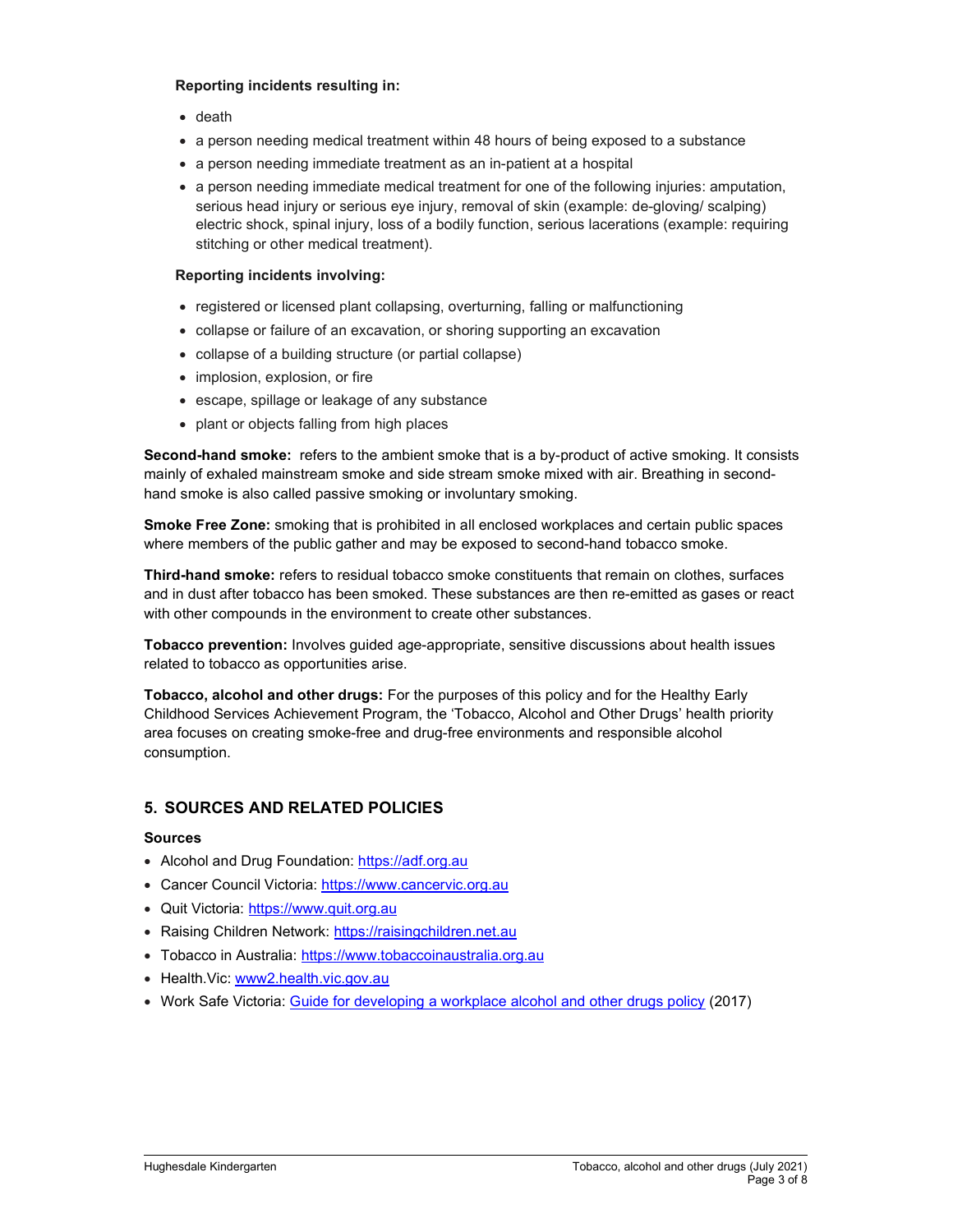**Reporting incidents resulting in:**

- death
- a person needing medical treatment within 48 hours of being exposed to a substance
- a person needing immediate treatment as an in-patient at a hospital
- a person needing immediate medical treatment for one of the following injuries: amputation, serious head injury or serious eye injury, removal of skin (example: de-gloving/ scalping) electric shock, spinal injury, loss of a bodily function, serious lacerations (example: requiring stitching or other medical treatment).

**Reporting incidents involving:**

- registered or licensed plant collapsing, overturning, falling or malfunctioning
- collapse or failure of an excavation, or shoring supporting an excavation
- collapse of a building structure (or partial collapse)
- implosion, explosion, or fire
- escape, spillage or leakage of any substance
- plant or objects falling from high places

**Second-hand smoke:** refers to the ambient smoke that is a by-product of active smoking. It consists mainly of exhaled mainstream smoke and side stream smoke mixed with air. Breathing in second-hand smoke is also called passive smoking or involuntary smoking.

**Smoke Free Zone:** smoking that is prohibited in all enclosed workplaces and certain public spaces where members of the public gather and may be exposed to second-hand tobacco smoke.

**Third-hand smoke:** refers to residual tobacco smoke constituents that remain on clothes, surfaces and in dust after tobacco has been smoked. These substances are then re-emitted as gases or react with other compounds in the environment to create other substances.

**Tobacco prevention:** Involves guided age-appropriate, sensitive discussions about health issues related to tobacco as opportunities arise.

**Tobacco, alcohol and other drugs:** For the purposes of this policy and for the Healthy Early Childhood Services Achievement Program, the 'Tobacco, Alcohol and Other Drugs' health priority area focuses on creating smoke-free and drug-free environments and responsible alcohol consumption.

## 5. SOURCES AND RELATED POLICIES

**Sources**

- Alcohol and Drug Foundation: https://adf.org.au
- Cancer Council Victoria: https://www.cancervic.org.au
- Quit Victoria: https://www.quit.org.au
- Raising Children Network: https://raisingchildren.net.au
- Tobacco in Australia: https://www.tobaccoinaustralia.org.au
- Health.Vic: www2.health.vic.gov.au
- Work Safe Victoria: Guide for developing a workplace alcohol and other drugs policy (2017)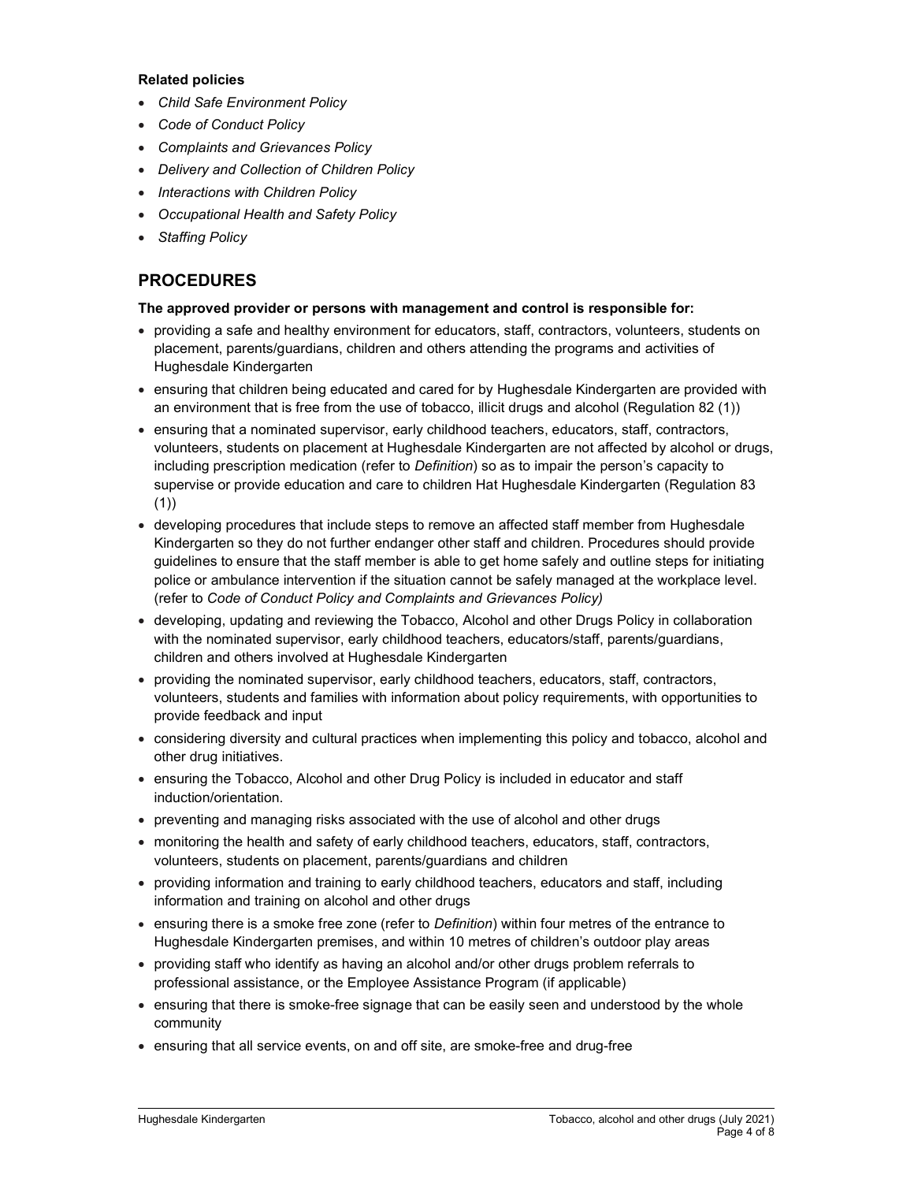**Related policies**

- *Child Safe Environment Policy*
- *Code of Conduct Policy*
- *Complaints and Grievances Policy*
- *Delivery and Collection of Children Policy*
- *Interactions with Children Policy*
- *Occupational Health and Safety Policy*
- *Staffing Policy*

## PROCEDURES

**The approved provider or persons with management and control is responsible for:**

- providing a safe and healthy environment for educators, staff, contractors, volunteers, students on placement, parents/guardians, children and others attending the programs and activities of Hughesdale Kindergarten
- ensuring that children being educated and cared for by Hughesdale Kindergarten are provided with an environment that is free from the use of tobacco, illicit drugs and alcohol (Regulation 82 (1))
- ensuring that a nominated supervisor, early childhood teachers, educators, staff, contractors, volunteers, students on placement at Hughesdale Kindergarten are not affected by alcohol or drugs, including prescription medication (refer to *Definition*) so as to impair the person's capacity to supervise or provide education and care to children Hat Hughesdale Kindergarten (Regulation 83 (1))
- developing procedures that include steps to remove an affected staff member from Hughesdale Kindergarten so they do not further endanger other staff and children. Procedures should provide guidelines to ensure that the staff member is able to get home safely and outline steps for initiating police or ambulance intervention if the situation cannot be safely managed at the workplace level. (refer to *Code of Conduct Policy and Complaints and Grievances Policy)*
- developing, updating and reviewing the Tobacco, Alcohol and other Drugs Policy in collaboration with the nominated supervisor, early childhood teachers, educators/staff, parents/guardians, children and others involved at Hughesdale Kindergarten
- providing the nominated supervisor, early childhood teachers, educators, staff, contractors, volunteers, students and families with information about policy requirements, with opportunities to provide feedback and input
- considering diversity and cultural practices when implementing this policy and tobacco, alcohol and other drug initiatives.
- ensuring the Tobacco, Alcohol and other Drug Policy is included in educator and staff induction/orientation.
- preventing and managing risks associated with the use of alcohol and other drugs
- monitoring the health and safety of early childhood teachers, educators, staff, contractors, volunteers, students on placement, parents/guardians and children
- providing information and training to early childhood teachers, educators and staff, including information and training on alcohol and other drugs
- ensuring there is a smoke free zone (refer to *Definition*) within four metres of the entrance to Hughesdale Kindergarten premises, and within 10 metres of children's outdoor play areas
- providing staff who identify as having an alcohol and/or other drugs problem referrals to professional assistance, or the Employee Assistance Program (if applicable)
- ensuring that there is smoke-free signage that can be easily seen and understood by the whole community
- ensuring that all service events, on and off site, are smoke-free and drug-free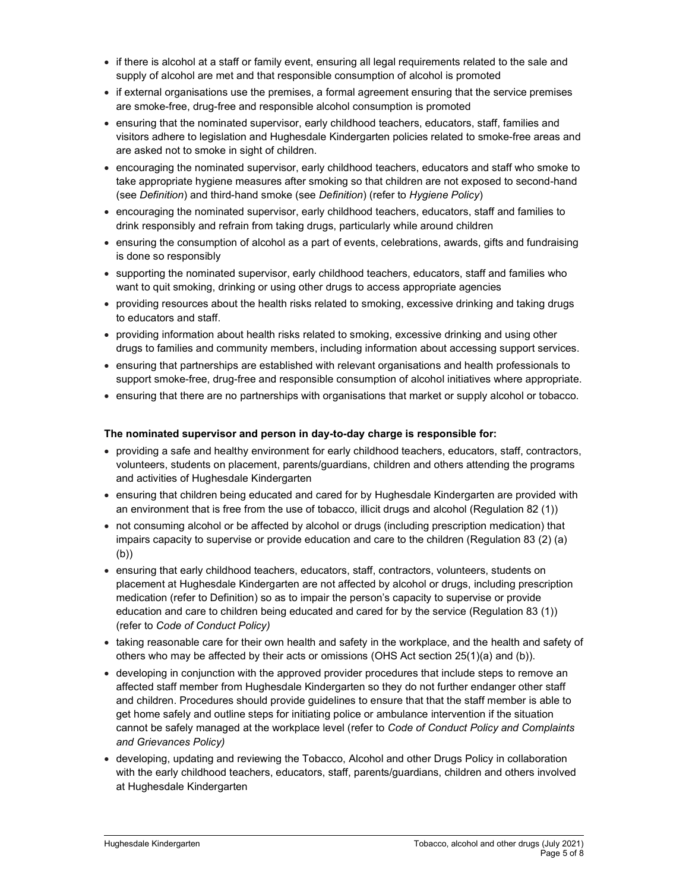- if there is alcohol at a staff or family event, ensuring all legal requirements related to the sale and supply of alcohol are met and that responsible consumption of alcohol is promoted
- if external organisations use the premises, a formal agreement ensuring that the service premises are smoke-free, drug-free and responsible alcohol consumption is promoted
- ensuring that the nominated supervisor, early childhood teachers, educators, staff, families and visitors adhere to legislation and Hughesdale Kindergarten policies related to smoke-free areas and are asked not to smoke in sight of children.
- encouraging the nominated supervisor, early childhood teachers, educators and staff who smoke to take appropriate hygiene measures after smoking so that children are not exposed to second-hand (see *Definition*) and third-hand smoke (see *Definition*) (refer to *Hygiene Policy*)
- encouraging the nominated supervisor, early childhood teachers, educators, staff and families to drink responsibly and refrain from taking drugs, particularly while around children
- ensuring the consumption of alcohol as a part of events, celebrations, awards, gifts and fundraising is done so responsibly
- supporting the nominated supervisor, early childhood teachers, educators, staff and families who want to quit smoking, drinking or using other drugs to access appropriate agencies
- providing resources about the health risks related to smoking, excessive drinking and taking drugs to educators and staff.
- providing information about health risks related to smoking, excessive drinking and using other drugs to families and community members, including information about accessing support services.
- ensuring that partnerships are established with relevant organisations and health professionals to support smoke-free, drug-free and responsible consumption of alcohol initiatives where appropriate.
- ensuring that there are no partnerships with organisations that market or supply alcohol or tobacco.

**The nominated supervisor and person in day-to-day charge is responsible for:**

- providing a safe and healthy environment for early childhood teachers, educators, staff, contractors, volunteers, students on placement, parents/guardians, children and others attending the programs and activities of Hughesdale Kindergarten
- ensuring that children being educated and cared for by Hughesdale Kindergarten are provided with an environment that is free from the use of tobacco, illicit drugs and alcohol (Regulation 82 (1))
- not consuming alcohol or be affected by alcohol or drugs (including prescription medication) that impairs capacity to supervise or provide education and care to the children (Regulation 83 (2) (a) (b))
- ensuring that early childhood teachers, educators, staff, contractors, volunteers, students on placement at Hughesdale Kindergarten are not affected by alcohol or drugs, including prescription medication (refer to Definition) so as to impair the person's capacity to supervise or provide education and care to children being educated and cared for by the service (Regulation 83 (1)) (refer to *Code of Conduct Policy)*
- taking reasonable care for their own health and safety in the workplace, and the health and safety of others who may be affected by their acts or omissions (OHS Act section 25(1)(a) and (b)).
- developing in conjunction with the approved provider procedures that include steps to remove an affected staff member from Hughesdale Kindergarten so they do not further endanger other staff and children. Procedures should provide guidelines to ensure that that the staff member is able to get home safely and outline steps for initiating police or ambulance intervention if the situation cannot be safely managed at the workplace level (refer to *Code of Conduct Policy and Complaints and Grievances Policy)*
- developing, updating and reviewing the Tobacco, Alcohol and other Drugs Policy in collaboration with the early childhood teachers, educators, staff, parents/guardians, children and others involved at Hughesdale Kindergarten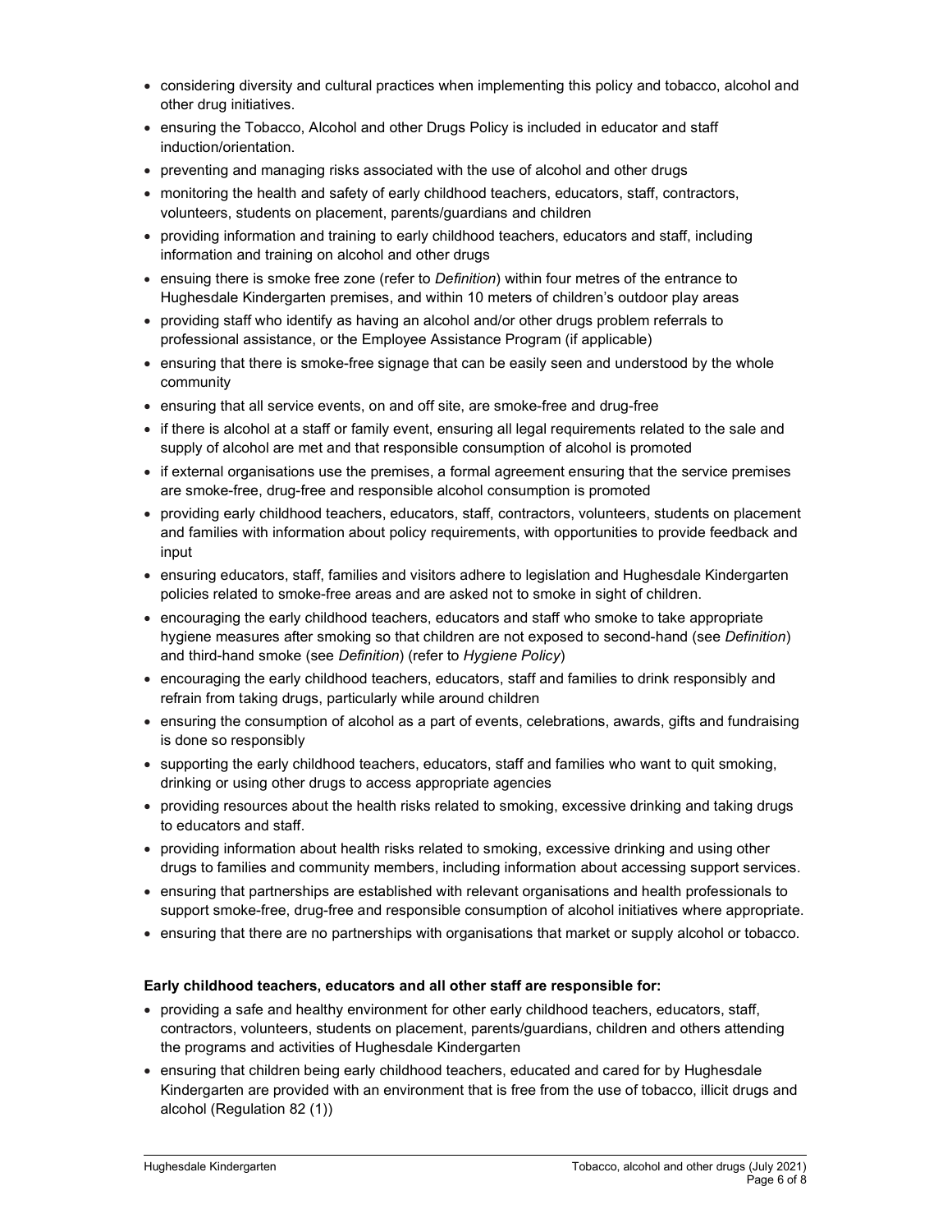- considering diversity and cultural practices when implementing this policy and tobacco, alcohol and other drug initiatives.
- ensuring the Tobacco, Alcohol and other Drugs Policy is included in educator and staff induction/orientation.
- preventing and managing risks associated with the use of alcohol and other drugs
- monitoring the health and safety of early childhood teachers, educators, staff, contractors, volunteers, students on placement, parents/guardians and children
- providing information and training to early childhood teachers, educators and staff, including information and training on alcohol and other drugs
- ensuing there is smoke free zone (refer to *Definition*) within four metres of the entrance to Hughesdale Kindergarten premises, and within 10 meters of children's outdoor play areas
- providing staff who identify as having an alcohol and/or other drugs problem referrals to professional assistance, or the Employee Assistance Program (if applicable)
- ensuring that there is smoke-free signage that can be easily seen and understood by the whole community
- ensuring that all service events, on and off site, are smoke-free and drug-free
- if there is alcohol at a staff or family event, ensuring all legal requirements related to the sale and supply of alcohol are met and that responsible consumption of alcohol is promoted
- if external organisations use the premises, a formal agreement ensuring that the service premises are smoke-free, drug-free and responsible alcohol consumption is promoted
- providing early childhood teachers, educators, staff, contractors, volunteers, students on placement and families with information about policy requirements, with opportunities to provide feedback and input
- ensuring educators, staff, families and visitors adhere to legislation and Hughesdale Kindergarten policies related to smoke-free areas and are asked not to smoke in sight of children.
- encouraging the early childhood teachers, educators and staff who smoke to take appropriate hygiene measures after smoking so that children are not exposed to second-hand (see *Definition*) and third-hand smoke (see *Definition*) (refer to *Hygiene Policy*)
- encouraging the early childhood teachers, educators, staff and families to drink responsibly and refrain from taking drugs, particularly while around children
- ensuring the consumption of alcohol as a part of events, celebrations, awards, gifts and fundraising is done so responsibly
- supporting the early childhood teachers, educators, staff and families who want to quit smoking, drinking or using other drugs to access appropriate agencies
- providing resources about the health risks related to smoking, excessive drinking and taking drugs to educators and staff.
- providing information about health risks related to smoking, excessive drinking and using other drugs to families and community members, including information about accessing support services.
- ensuring that partnerships are established with relevant organisations and health professionals to support smoke-free, drug-free and responsible consumption of alcohol initiatives where appropriate.
- ensuring that there are no partnerships with organisations that market or supply alcohol or tobacco.

**Early childhood teachers, educators and all other staff are responsible for:**

- providing a safe and healthy environment for other early childhood teachers, educators, staff, contractors, volunteers, students on placement, parents/guardians, children and others attending the programs and activities of Hughesdale Kindergarten
- ensuring that children being early childhood teachers, educated and cared for by Hughesdale Kindergarten are provided with an environment that is free from the use of tobacco, illicit drugs and alcohol (Regulation 82 (1))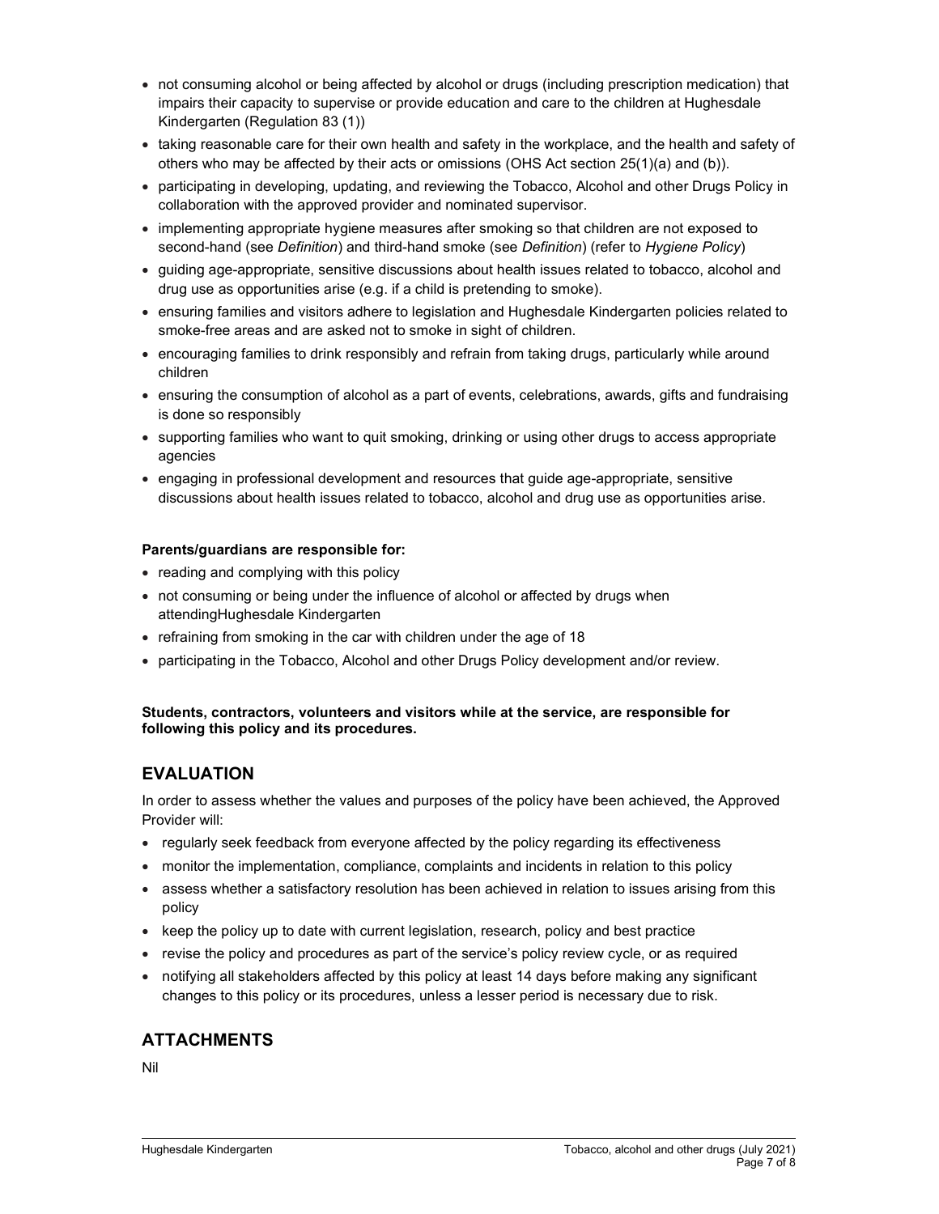- not consuming alcohol or being affected by alcohol or drugs (including prescription medication) that impairs their capacity to supervise or provide education and care to the children at Hughesdale Kindergarten (Regulation 83 (1))
- taking reasonable care for their own health and safety in the workplace, and the health and safety of others who may be affected by their acts or omissions (OHS Act section 25(1)(a) and (b)).
- participating in developing, updating, and reviewing the Tobacco, Alcohol and other Drugs Policy in collaboration with the approved provider and nominated supervisor.
- implementing appropriate hygiene measures after smoking so that children are not exposed to second-hand (see *Definition*) and third-hand smoke (see *Definition*) (refer to *Hygiene Policy*)
- guiding age-appropriate, sensitive discussions about health issues related to tobacco, alcohol and drug use as opportunities arise (e.g. if a child is pretending to smoke).
- ensuring families and visitors adhere to legislation and Hughesdale Kindergarten policies related to smoke-free areas and are asked not to smoke in sight of children.
- encouraging families to drink responsibly and refrain from taking drugs, particularly while around children
- ensuring the consumption of alcohol as a part of events, celebrations, awards, gifts and fundraising is done so responsibly
- supporting families who want to quit smoking, drinking or using other drugs to access appropriate agencies
- engaging in professional development and resources that guide age-appropriate, sensitive discussions about health issues related to tobacco, alcohol and drug use as opportunities arise.

**Parents/guardians are responsible for:**

- reading and complying with this policy
- not consuming or being under the influence of alcohol or affected by drugs when attendingHughesdale Kindergarten
- refraining from smoking in the car with children under the age of 18
- participating in the Tobacco, Alcohol and other Drugs Policy development and/or review.

**Students, contractors, volunteers and visitors while at the service, are responsible for following this policy and its procedures.**

## EVALUATION

In order to assess whether the values and purposes of the policy have been achieved, the Approved Provider will:

- regularly seek feedback from everyone affected by the policy regarding its effectiveness
- monitor the implementation, compliance, complaints and incidents in relation to this policy
- assess whether a satisfactory resolution has been achieved in relation to issues arising from this policy
- keep the policy up to date with current legislation, research, policy and best practice
- revise the policy and procedures as part of the service's policy review cycle, or as required
- notifying all stakeholders affected by this policy at least 14 days before making any significant changes to this policy or its procedures, unless a lesser period is necessary due to risk.

## ATTACHMENTS

Nil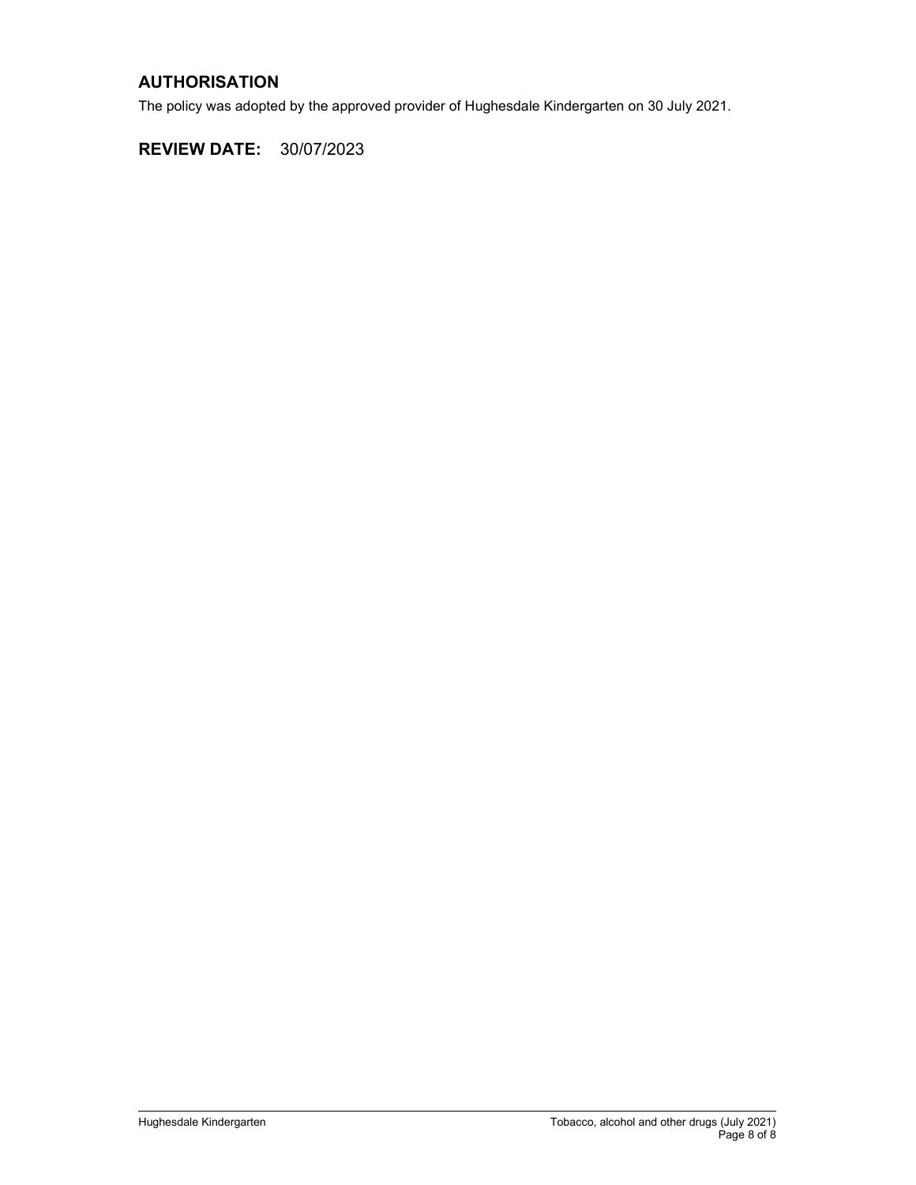## AUTHORISATION

The policy was adopted by the approved provider of Hughesdale Kindergarten on 30 July 2021.

## REVIEW DATE: 30/07/2023